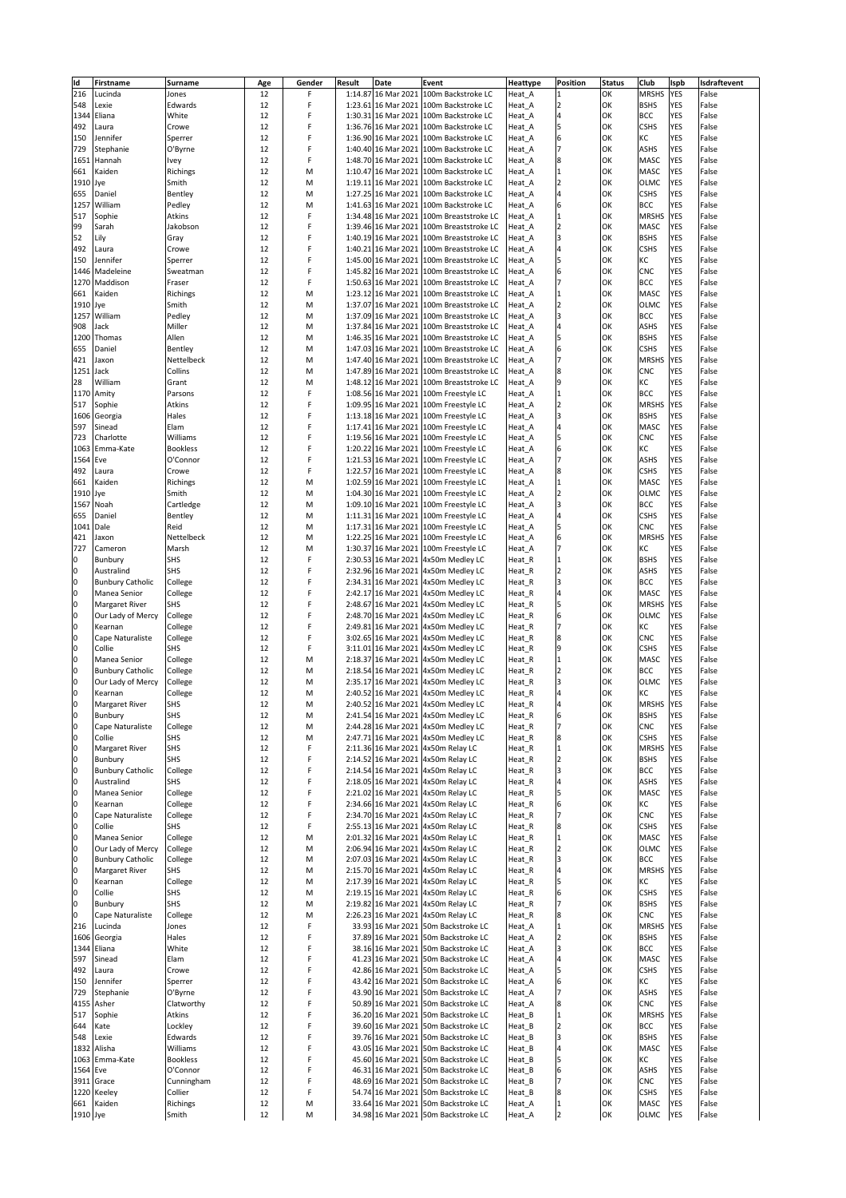| Id | Firstname | Surname | Age | Gender | Result | Date | Event | Heattype | Position | Status | Club | Ispb | Isdraftevent |
|---|---|---|---|---|---|---|---|---|---|---|---|---|---|
| 216 | Lucinda | Jones | 12 | F | 1:14.87 | 16 Mar 2021 | 100m Backstroke LC | Heat_A | 1 | OK | MRSHS | YES | False |
| 548 | Lexie | Edwards | 12 | F | 1:23.61 | 16 Mar 2021 | 100m Backstroke LC | Heat_A | 2 | OK | BSHS | YES | False |
| 1344 | Eliana | White | 12 | F | 1:30.31 | 16 Mar 2021 | 100m Backstroke LC | Heat_A | 4 | OK | BCC | YES | False |
| 492 | Laura | Crowe | 12 | F | 1:36.76 | 16 Mar 2021 | 100m Backstroke LC | Heat_A | 5 | OK | CSHS | YES | False |
| 150 | Jennifer | Sperrer | 12 | F | 1:36.90 | 16 Mar 2021 | 100m Backstroke LC | Heat_A | 6 | OK | KC | YES | False |
| 729 | Stephanie | O'Byrne | 12 | F | 1:40.40 | 16 Mar 2021 | 100m Backstroke LC | Heat_A | 7 | OK | ASHS | YES | False |
| 1651 | Hannah | Ivey | 12 | F | 1:48.70 | 16 Mar 2021 | 100m Backstroke LC | Heat_A | 8 | OK | MASC | YES | False |
| 661 | Kaiden | Richings | 12 | M | 1:10.47 | 16 Mar 2021 | 100m Backstroke LC | Heat_A | 1 | OK | MASC | YES | False |
| 1910 | Jye | Smith | 12 | M | 1:19.11 | 16 Mar 2021 | 100m Backstroke LC | Heat_A | 2 | OK | OLMC | YES | False |
| 655 | Daniel | Bentley | 12 | M | 1:27.25 | 16 Mar 2021 | 100m Backstroke LC | Heat_A | 4 | OK | CSHS | YES | False |
| 1257 | William | Pedley | 12 | M | 1:41.63 | 16 Mar 2021 | 100m Backstroke LC | Heat_A | 6 | OK | BCC | YES | False |
| 517 | Sophie | Atkins | 12 | F | 1:34.48 | 16 Mar 2021 | 100m Breaststroke LC | Heat_A | 1 | OK | MRSHS | YES | False |
| 99 | Sarah | Jakobson | 12 | F | 1:39.46 | 16 Mar 2021 | 100m Breaststroke LC | Heat_A | 2 | OK | MASC | YES | False |
| 52 | Lily | Gray | 12 | F | 1:40.19 | 16 Mar 2021 | 100m Breaststroke LC | Heat_A | 3 | OK | BSHS | YES | False |
| 492 | Laura | Crowe | 12 | F | 1:40.21 | 16 Mar 2021 | 100m Breaststroke LC | Heat_A | 4 | OK | CSHS | YES | False |
| 150 | Jennifer | Sperrer | 12 | F | 1:45.00 | 16 Mar 2021 | 100m Breaststroke LC | Heat_A | 5 | OK | KC | YES | False |
| 1446 | Madeleine | Sweatman | 12 | F | 1:45.82 | 16 Mar 2021 | 100m Breaststroke LC | Heat_A | 6 | OK | CNC | YES | False |
| 1270 | Maddison | Fraser | 12 | F | 1:50.63 | 16 Mar 2021 | 100m Breaststroke LC | Heat_A | 7 | OK | BCC | YES | False |
| 661 | Kaiden | Richings | 12 | M | 1:23.12 | 16 Mar 2021 | 100m Breaststroke LC | Heat_A | 1 | OK | MASC | YES | False |
| 1910 | Jye | Smith | 12 | M | 1:37.07 | 16 Mar 2021 | 100m Breaststroke LC | Heat_A | 2 | OK | OLMC | YES | False |
| 1257 | William | Pedley | 12 | M | 1:37.09 | 16 Mar 2021 | 100m Breaststroke LC | Heat_A | 3 | OK | BCC | YES | False |
| 908 | Jack | Miller | 12 | M | 1:37.84 | 16 Mar 2021 | 100m Breaststroke LC | Heat_A | 4 | OK | ASHS | YES | False |
| 1200 | Thomas | Allen | 12 | M | 1:46.35 | 16 Mar 2021 | 100m Breaststroke LC | Heat_A | 5 | OK | BSHS | YES | False |
| 655 | Daniel | Bentley | 12 | M | 1:47.03 | 16 Mar 2021 | 100m Breaststroke LC | Heat_A | 6 | OK | CSHS | YES | False |
| 421 | Jaxon | Nettelbeck | 12 | M | 1:47.40 | 16 Mar 2021 | 100m Breaststroke LC | Heat_A | 7 | OK | MRSHS | YES | False |
| 1251 | Jack | Collins | 12 | M | 1:47.89 | 16 Mar 2021 | 100m Breaststroke LC | Heat_A | 8 | OK | CNC | YES | False |
| 28 | William | Grant | 12 | M | 1:48.12 | 16 Mar 2021 | 100m Breaststroke LC | Heat_A | 9 | OK | KC | YES | False |
| 1170 | Amity | Parsons | 12 | F | 1:08.56 | 16 Mar 2021 | 100m Freestyle LC | Heat_A | 1 | OK | BCC | YES | False |
| 517 | Sophie | Atkins | 12 | F | 1:09.95 | 16 Mar 2021 | 100m Freestyle LC | Heat_A | 2 | OK | MRSHS | YES | False |
| 1606 | Georgia | Hales | 12 | F | 1:13.18 | 16 Mar 2021 | 100m Freestyle LC | Heat_A | 3 | OK | BSHS | YES | False |
| 597 | Sinead | Elam | 12 | F | 1:17.41 | 16 Mar 2021 | 100m Freestyle LC | Heat_A | 4 | OK | MASC | YES | False |
| 723 | Charlotte | Williams | 12 | F | 1:19.56 | 16 Mar 2021 | 100m Freestyle LC | Heat_A | 5 | OK | CNC | YES | False |
| 1063 | Emma-Kate | Bookless | 12 | F | 1:20.22 | 16 Mar 2021 | 100m Freestyle LC | Heat_A | 6 | OK | KC | YES | False |
| 1564 | Eve | O'Connor | 12 | F | 1:21.53 | 16 Mar 2021 | 100m Freestyle LC | Heat_A | 7 | OK | ASHS | YES | False |
| 492 | Laura | Crowe | 12 | F | 1:22.57 | 16 Mar 2021 | 100m Freestyle LC | Heat_A | 8 | OK | CSHS | YES | False |
| 661 | Kaiden | Richings | 12 | M | 1:02.59 | 16 Mar 2021 | 100m Freestyle LC | Heat_A | 1 | OK | MASC | YES | False |
| 1910 | Jye | Smith | 12 | M | 1:04.30 | 16 Mar 2021 | 100m Freestyle LC | Heat_A | 2 | OK | OLMC | YES | False |
| 1567 | Noah | Cartledge | 12 | M | 1:09.10 | 16 Mar 2021 | 100m Freestyle LC | Heat_A | 3 | OK | BCC | YES | False |
| 655 | Daniel | Bentley | 12 | M | 1:11.31 | 16 Mar 2021 | 100m Freestyle LC | Heat_A | 4 | OK | CSHS | YES | False |
| 1041 | Dale | Reid | 12 | M | 1:17.31 | 16 Mar 2021 | 100m Freestyle LC | Heat_A | 5 | OK | CNC | YES | False |
| 421 | Jaxon | Nettelbeck | 12 | M | 1:22.25 | 16 Mar 2021 | 100m Freestyle LC | Heat_A | 6 | OK | MRSHS | YES | False |
| 727 | Cameron | Marsh | 12 | M | 1:30.37 | 16 Mar 2021 | 100m Freestyle LC | Heat_A | 7 | OK | KC | YES | False |
| 0 | Bunbury | SHS | 12 | F | 2:30.53 | 16 Mar 2021 | 4x50m Medley LC | Heat_R | 1 | OK | BSHS | YES | False |
| 0 | Australind | SHS | 12 | F | 2:32.96 | 16 Mar 2021 | 4x50m Medley LC | Heat_R | 2 | OK | ASHS | YES | False |
| 0 | Bunbury Catholic | College | 12 | F | 2:34.31 | 16 Mar 2021 | 4x50m Medley LC | Heat_R | 3 | OK | BCC | YES | False |
| 0 | Manea Senior | College | 12 | F | 2:42.17 | 16 Mar 2021 | 4x50m Medley LC | Heat_R | 4 | OK | MASC | YES | False |
| 0 | Margaret River | SHS | 12 | F | 2:48.67 | 16 Mar 2021 | 4x50m Medley LC | Heat_R | 5 | OK | MRSHS | YES | False |
| 0 | Our Lady of Mercy | College | 12 | F | 2:48.70 | 16 Mar 2021 | 4x50m Medley LC | Heat_R | 6 | OK | OLMC | YES | False |
| 0 | Kearnan | College | 12 | F | 2:49.81 | 16 Mar 2021 | 4x50m Medley LC | Heat_R | 7 | OK | KC | YES | False |
| 0 | Cape Naturaliste | College | 12 | F | 3:02.65 | 16 Mar 2021 | 4x50m Medley LC | Heat_R | 8 | OK | CNC | YES | False |
| 0 | Collie | SHS | 12 | F | 3:11.01 | 16 Mar 2021 | 4x50m Medley LC | Heat_R | 9 | OK | CSHS | YES | False |
| 0 | Manea Senior | College | 12 | M | 2:18.37 | 16 Mar 2021 | 4x50m Medley LC | Heat_R | 1 | OK | MASC | YES | False |
| 0 | Bunbury Catholic | College | 12 | M | 2:18.54 | 16 Mar 2021 | 4x50m Medley LC | Heat_R | 2 | OK | BCC | YES | False |
| 0 | Our Lady of Mercy | College | 12 | M | 2:35.17 | 16 Mar 2021 | 4x50m Medley LC | Heat_R | 3 | OK | OLMC | YES | False |
| 0 | Kearnan | College | 12 | M | 2:40.52 | 16 Mar 2021 | 4x50m Medley LC | Heat_R | 4 | OK | KC | YES | False |
| 0 | Margaret River | SHS | 12 | M | 2:40.52 | 16 Mar 2021 | 4x50m Medley LC | Heat_R | 4 | OK | MRSHS | YES | False |
| 0 | Bunbury | SHS | 12 | M | 2:41.54 | 16 Mar 2021 | 4x50m Medley LC | Heat_R | 6 | OK | BSHS | YES | False |
| 0 | Cape Naturaliste | College | 12 | M | 2:44.28 | 16 Mar 2021 | 4x50m Medley LC | Heat_R | 7 | OK | CNC | YES | False |
| 0 | Collie | SHS | 12 | M | 2:47.71 | 16 Mar 2021 | 4x50m Medley LC | Heat_R | 8 | OK | CSHS | YES | False |
| 0 | Margaret River | SHS | 12 | F | 2:11.36 | 16 Mar 2021 | 4x50m Relay LC | Heat_R | 1 | OK | MRSHS | YES | False |
| 0 | Bunbury | SHS | 12 | F | 2:14.52 | 16 Mar 2021 | 4x50m Relay LC | Heat_R | 2 | OK | BSHS | YES | False |
| 0 | Bunbury Catholic | College | 12 | F | 2:14.54 | 16 Mar 2021 | 4x50m Relay LC | Heat_R | 3 | OK | BCC | YES | False |
| 0 | Australind | SHS | 12 | F | 2:18.05 | 16 Mar 2021 | 4x50m Relay LC | Heat_R | 4 | OK | ASHS | YES | False |
| 0 | Manea Senior | College | 12 | F | 2:21.02 | 16 Mar 2021 | 4x50m Relay LC | Heat_R | 5 | OK | MASC | YES | False |
| 0 | Kearnan | College | 12 | F | 2:34.66 | 16 Mar 2021 | 4x50m Relay LC | Heat_R | 6 | OK | KC | YES | False |
| 0 | Cape Naturaliste | College | 12 | F | 2:34.70 | 16 Mar 2021 | 4x50m Relay LC | Heat_R | 7 | OK | CNC | YES | False |
| 0 | Collie | SHS | 12 | F | 2:55.13 | 16 Mar 2021 | 4x50m Relay LC | Heat_R | 8 | OK | CSHS | YES | False |
| 0 | Manea Senior | College | 12 | M | 2:01.32 | 16 Mar 2021 | 4x50m Relay LC | Heat_R | 1 | OK | MASC | YES | False |
| 0 | Our Lady of Mercy | College | 12 | M | 2:06.94 | 16 Mar 2021 | 4x50m Relay LC | Heat_R | 2 | OK | OLMC | YES | False |
| 0 | Bunbury Catholic | College | 12 | M | 2:07.03 | 16 Mar 2021 | 4x50m Relay LC | Heat_R | 3 | OK | BCC | YES | False |
| 0 | Margaret River | SHS | 12 | M | 2:15.70 | 16 Mar 2021 | 4x50m Relay LC | Heat_R | 4 | OK | MRSHS | YES | False |
| 0 | Kearnan | College | 12 | M | 2:17.39 | 16 Mar 2021 | 4x50m Relay LC | Heat_R | 5 | OK | KC | YES | False |
| 0 | Collie | SHS | 12 | M | 2:19.15 | 16 Mar 2021 | 4x50m Relay LC | Heat_R | 6 | OK | CSHS | YES | False |
| 0 | Bunbury | SHS | 12 | M | 2:19.82 | 16 Mar 2021 | 4x50m Relay LC | Heat_R | 7 | OK | BSHS | YES | False |
| 0 | Cape Naturaliste | College | 12 | M | 2:26.23 | 16 Mar 2021 | 4x50m Relay LC | Heat_R | 8 | OK | CNC | YES | False |
| 216 | Lucinda | Jones | 12 | F | 33.93 | 16 Mar 2021 | 50m Backstroke LC | Heat_A | 1 | OK | MRSHS | YES | False |
| 1606 | Georgia | Hales | 12 | F | 37.89 | 16 Mar 2021 | 50m Backstroke LC | Heat_A | 2 | OK | BSHS | YES | False |
| 1344 | Eliana | White | 12 | F | 38.16 | 16 Mar 2021 | 50m Backstroke LC | Heat_A | 3 | OK | BCC | YES | False |
| 597 | Sinead | Elam | 12 | F | 41.23 | 16 Mar 2021 | 50m Backstroke LC | Heat_A | 4 | OK | MASC | YES | False |
| 492 | Laura | Crowe | 12 | F | 42.86 | 16 Mar 2021 | 50m Backstroke LC | Heat_A | 5 | OK | CSHS | YES | False |
| 150 | Jennifer | Sperrer | 12 | F | 43.42 | 16 Mar 2021 | 50m Backstroke LC | Heat_A | 6 | OK | KC | YES | False |
| 729 | Stephanie | O'Byrne | 12 | F | 43.90 | 16 Mar 2021 | 50m Backstroke LC | Heat_A | 7 | OK | ASHS | YES | False |
| 4155 | Asher | Clatworthy | 12 | F | 50.89 | 16 Mar 2021 | 50m Backstroke LC | Heat_A | 8 | OK | CNC | YES | False |
| 517 | Sophie | Atkins | 12 | F | 36.20 | 16 Mar 2021 | 50m Backstroke LC | Heat_B | 1 | OK | MRSHS | YES | False |
| 644 | Kate | Lockley | 12 | F | 39.60 | 16 Mar 2021 | 50m Backstroke LC | Heat_B | 2 | OK | BCC | YES | False |
| 548 | Lexie | Edwards | 12 | F | 39.76 | 16 Mar 2021 | 50m Backstroke LC | Heat_B | 3 | OK | BSHS | YES | False |
| 1832 | Alisha | Williams | 12 | F | 43.05 | 16 Mar 2021 | 50m Backstroke LC | Heat_B | 4 | OK | MASC | YES | False |
| 1063 | Emma-Kate | Bookless | 12 | F | 45.60 | 16 Mar 2021 | 50m Backstroke LC | Heat_B | 5 | OK | KC | YES | False |
| 1564 | Eve | O'Connor | 12 | F | 46.31 | 16 Mar 2021 | 50m Backstroke LC | Heat_B | 6 | OK | ASHS | YES | False |
| 3911 | Grace | Cunningham | 12 | F | 48.69 | 16 Mar 2021 | 50m Backstroke LC | Heat_B | 7 | OK | CNC | YES | False |
| 1220 | Keeley | Collier | 12 | F | 54.74 | 16 Mar 2021 | 50m Backstroke LC | Heat_B | 8 | OK | CSHS | YES | False |
| 661 | Kaiden | Richings | 12 | M | 33.64 | 16 Mar 2021 | 50m Backstroke LC | Heat_A | 1 | OK | MASC | YES | False |
| 1910 | Jye | Smith | 12 | M | 34.98 | 16 Mar 2021 | 50m Backstroke LC | Heat_A | 2 | OK | OLMC | YES | False |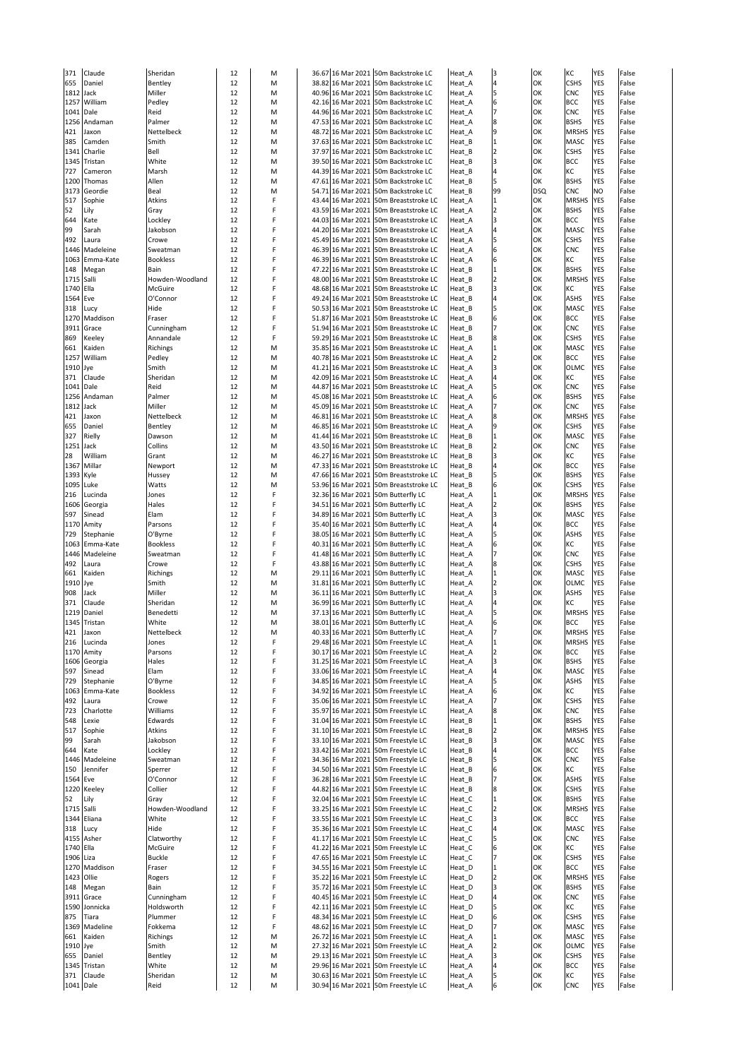| | | | | | | | | | | | | | |
|---|---|---|---|---|---|---|---|---|---|---|---|---|---|
| 371 | Claude | Sheridan | 12 | M | 36.67 | 16 Mar 2021 | 50m Backstroke LC | Heat_A | 3 | OK | KC | YES | False |
| 655 | Daniel | Bentley | 12 | M | 38.82 | 16 Mar 2021 | 50m Backstroke LC | Heat_A | 4 | OK | CSHS | YES | False |
| 1812 | Jack | Miller | 12 | M | 40.96 | 16 Mar 2021 | 50m Backstroke LC | Heat_A | 5 | OK | CNC | YES | False |
| 1257 | William | Pedley | 12 | M | 42.16 | 16 Mar 2021 | 50m Backstroke LC | Heat_A | 6 | OK | BCC | YES | False |
| 1041 | Dale | Reid | 12 | M | 44.96 | 16 Mar 2021 | 50m Backstroke LC | Heat_A | 7 | OK | CNC | YES | False |
| 1256 | Andaman | Palmer | 12 | M | 47.53 | 16 Mar 2021 | 50m Backstroke LC | Heat_A | 8 | OK | BSHS | YES | False |
| 421 | Jaxon | Nettelbeck | 12 | M | 48.72 | 16 Mar 2021 | 50m Backstroke LC | Heat_A | 9 | OK | MRSHS | YES | False |
| 385 | Camden | Smith | 12 | M | 37.63 | 16 Mar 2021 | 50m Backstroke LC | Heat_B | 1 | OK | MASC | YES | False |
| 1341 | Charlie | Bell | 12 | M | 37.97 | 16 Mar 2021 | 50m Backstroke LC | Heat_B | 2 | OK | CSHS | YES | False |
| 1345 | Tristan | White | 12 | M | 39.50 | 16 Mar 2021 | 50m Backstroke LC | Heat_B | 3 | OK | BCC | YES | False |
| 727 | Cameron | Marsh | 12 | M | 44.39 | 16 Mar 2021 | 50m Backstroke LC | Heat_B | 4 | OK | KC | YES | False |
| 1200 | Thomas | Allen | 12 | M | 47.61 | 16 Mar 2021 | 50m Backstroke LC | Heat_B | 5 | OK | BSHS | YES | False |
| 3173 | Geordie | Beal | 12 | M | 54.71 | 16 Mar 2021 | 50m Backstroke LC | Heat_B | 99 | DSQ | CNC | NO | False |
| 517 | Sophie | Atkins | 12 | F | 43.44 | 16 Mar 2021 | 50m Breaststroke LC | Heat_A | 1 | OK | MRSHS | YES | False |
| 52 | Lily | Gray | 12 | F | 43.59 | 16 Mar 2021 | 50m Breaststroke LC | Heat_A | 2 | OK | BSHS | YES | False |
| 644 | Kate | Lockley | 12 | F | 44.03 | 16 Mar 2021 | 50m Breaststroke LC | Heat_A | 3 | OK | BCC | YES | False |
| 99 | Sarah | Jakobson | 12 | F | 44.20 | 16 Mar 2021 | 50m Breaststroke LC | Heat_A | 4 | OK | MASC | YES | False |
| 492 | Laura | Crowe | 12 | F | 45.49 | 16 Mar 2021 | 50m Breaststroke LC | Heat_A | 5 | OK | CSHS | YES | False |
| 1446 | Madeleine | Sweatman | 12 | F | 46.39 | 16 Mar 2021 | 50m Breaststroke LC | Heat_A | 6 | OK | CNC | YES | False |
| 1063 | Emma-Kate | Bookless | 12 | F | 46.39 | 16 Mar 2021 | 50m Breaststroke LC | Heat_A | 6 | OK | KC | YES | False |
| 148 | Megan | Bain | 12 | F | 47.22 | 16 Mar 2021 | 50m Breaststroke LC | Heat_B | 1 | OK | BSHS | YES | False |
| 1715 | Salli | Howden-Woodland | 12 | F | 48.00 | 16 Mar 2021 | 50m Breaststroke LC | Heat_B | 2 | OK | MRSHS | YES | False |
| 1740 | Ella | McGuire | 12 | F | 48.68 | 16 Mar 2021 | 50m Breaststroke LC | Heat_B | 3 | OK | KC | YES | False |
| 1564 | Eve | O'Connor | 12 | F | 49.24 | 16 Mar 2021 | 50m Breaststroke LC | Heat_B | 4 | OK | ASHS | YES | False |
| 318 | Lucy | Hide | 12 | F | 50.53 | 16 Mar 2021 | 50m Breaststroke LC | Heat_B | 5 | OK | MASC | YES | False |
| 1270 | Maddison | Fraser | 12 | F | 51.87 | 16 Mar 2021 | 50m Breaststroke LC | Heat_B | 6 | OK | BCC | YES | False |
| 3911 | Grace | Cunningham | 12 | F | 51.94 | 16 Mar 2021 | 50m Breaststroke LC | Heat_B | 7 | OK | CNC | YES | False |
| 869 | Keeley | Annandale | 12 | F | 59.29 | 16 Mar 2021 | 50m Breaststroke LC | Heat_B | 8 | OK | CSHS | YES | False |
| 661 | Kaiden | Richings | 12 | M | 35.85 | 16 Mar 2021 | 50m Breaststroke LC | Heat_A | 1 | OK | MASC | YES | False |
| 1257 | William | Pedley | 12 | M | 40.78 | 16 Mar 2021 | 50m Breaststroke LC | Heat_A | 2 | OK | BCC | YES | False |
| 1910 | Jye | Smith | 12 | M | 41.21 | 16 Mar 2021 | 50m Breaststroke LC | Heat_A | 3 | OK | OLMC | YES | False |
| 371 | Claude | Sheridan | 12 | M | 42.09 | 16 Mar 2021 | 50m Breaststroke LC | Heat_A | 4 | OK | KC | YES | False |
| 1041 | Dale | Reid | 12 | M | 44.87 | 16 Mar 2021 | 50m Breaststroke LC | Heat_A | 5 | OK | CNC | YES | False |
| 1256 | Andaman | Palmer | 12 | M | 45.08 | 16 Mar 2021 | 50m Breaststroke LC | Heat_A | 6 | OK | BSHS | YES | False |
| 1812 | Jack | Miller | 12 | M | 45.09 | 16 Mar 2021 | 50m Breaststroke LC | Heat_A | 7 | OK | CNC | YES | False |
| 421 | Jaxon | Nettelbeck | 12 | M | 46.81 | 16 Mar 2021 | 50m Breaststroke LC | Heat_A | 8 | OK | MRSHS | YES | False |
| 655 | Daniel | Bentley | 12 | M | 46.85 | 16 Mar 2021 | 50m Breaststroke LC | Heat_A | 9 | OK | CSHS | YES | False |
| 327 | Rielly | Dawson | 12 | M | 41.44 | 16 Mar 2021 | 50m Breaststroke LC | Heat_B | 1 | OK | MASC | YES | False |
| 1251 | Jack | Collins | 12 | M | 43.50 | 16 Mar 2021 | 50m Breaststroke LC | Heat_B | 2 | OK | CNC | YES | False |
| 28 | William | Grant | 12 | M | 46.27 | 16 Mar 2021 | 50m Breaststroke LC | Heat_B | 3 | OK | KC | YES | False |
| 1367 | Millar | Newport | 12 | M | 47.33 | 16 Mar 2021 | 50m Breaststroke LC | Heat_B | 4 | OK | BCC | YES | False |
| 1393 | Kyle | Hussey | 12 | M | 47.66 | 16 Mar 2021 | 50m Breaststroke LC | Heat_B | 5 | OK | BSHS | YES | False |
| 1095 | Luke | Watts | 12 | M | 53.96 | 16 Mar 2021 | 50m Breaststroke LC | Heat_B | 6 | OK | CSHS | YES | False |
| 216 | Lucinda | Jones | 12 | F | 32.36 | 16 Mar 2021 | 50m Butterfly LC | Heat_A | 1 | OK | MRSHS | YES | False |
| 1606 | Georgia | Hales | 12 | F | 34.51 | 16 Mar 2021 | 50m Butterfly LC | Heat_A | 2 | OK | BSHS | YES | False |
| 597 | Sinead | Elam | 12 | F | 34.89 | 16 Mar 2021 | 50m Butterfly LC | Heat_A | 3 | OK | MASC | YES | False |
| 1170 | Amity | Parsons | 12 | F | 35.40 | 16 Mar 2021 | 50m Butterfly LC | Heat_A | 4 | OK | BCC | YES | False |
| 729 | Stephanie | O'Byrne | 12 | F | 38.05 | 16 Mar 2021 | 50m Butterfly LC | Heat_A | 5 | OK | ASHS | YES | False |
| 1063 | Emma-Kate | Bookless | 12 | F | 40.31 | 16 Mar 2021 | 50m Butterfly LC | Heat_A | 6 | OK | KC | YES | False |
| 1446 | Madeleine | Sweatman | 12 | F | 41.48 | 16 Mar 2021 | 50m Butterfly LC | Heat_A | 7 | OK | CNC | YES | False |
| 492 | Laura | Crowe | 12 | F | 43.88 | 16 Mar 2021 | 50m Butterfly LC | Heat_A | 8 | OK | CSHS | YES | False |
| 661 | Kaiden | Richings | 12 | M | 29.11 | 16 Mar 2021 | 50m Butterfly LC | Heat_A | 1 | OK | MASC | YES | False |
| 1910 | Jye | Smith | 12 | M | 31.81 | 16 Mar 2021 | 50m Butterfly LC | Heat_A | 2 | OK | OLMC | YES | False |
| 908 | Jack | Miller | 12 | M | 36.11 | 16 Mar 2021 | 50m Butterfly LC | Heat_A | 3 | OK | ASHS | YES | False |
| 371 | Claude | Sheridan | 12 | M | 36.99 | 16 Mar 2021 | 50m Butterfly LC | Heat_A | 4 | OK | KC | YES | False |
| 1219 | Daniel | Benedetti | 12 | M | 37.13 | 16 Mar 2021 | 50m Butterfly LC | Heat_A | 5 | OK | MRSHS | YES | False |
| 1345 | Tristan | White | 12 | M | 38.01 | 16 Mar 2021 | 50m Butterfly LC | Heat_A | 6 | OK | BCC | YES | False |
| 421 | Jaxon | Nettelbeck | 12 | M | 40.33 | 16 Mar 2021 | 50m Butterfly LC | Heat_A | 7 | OK | MRSHS | YES | False |
| 216 | Lucinda | Jones | 12 | F | 29.48 | 16 Mar 2021 | 50m Freestyle LC | Heat_A | 1 | OK | MRSHS | YES | False |
| 1170 | Amity | Parsons | 12 | F | 30.17 | 16 Mar 2021 | 50m Freestyle LC | Heat_A | 2 | OK | BCC | YES | False |
| 1606 | Georgia | Hales | 12 | F | 31.25 | 16 Mar 2021 | 50m Freestyle LC | Heat_A | 3 | OK | BSHS | YES | False |
| 597 | Sinead | Elam | 12 | F | 33.06 | 16 Mar 2021 | 50m Freestyle LC | Heat_A | 4 | OK | MASC | YES | False |
| 729 | Stephanie | O'Byrne | 12 | F | 34.85 | 16 Mar 2021 | 50m Freestyle LC | Heat_A | 5 | OK | ASHS | YES | False |
| 1063 | Emma-Kate | Bookless | 12 | F | 34.92 | 16 Mar 2021 | 50m Freestyle LC | Heat_A | 6 | OK | KC | YES | False |
| 492 | Laura | Crowe | 12 | F | 35.06 | 16 Mar 2021 | 50m Freestyle LC | Heat_A | 7 | OK | CSHS | YES | False |
| 723 | Charlotte | Williams | 12 | F | 35.97 | 16 Mar 2021 | 50m Freestyle LC | Heat_A | 8 | OK | CNC | YES | False |
| 548 | Lexie | Edwards | 12 | F | 31.04 | 16 Mar 2021 | 50m Freestyle LC | Heat_B | 1 | OK | BSHS | YES | False |
| 517 | Sophie | Atkins | 12 | F | 31.10 | 16 Mar 2021 | 50m Freestyle LC | Heat_B | 2 | OK | MRSHS | YES | False |
| 99 | Sarah | Jakobson | 12 | F | 33.10 | 16 Mar 2021 | 50m Freestyle LC | Heat_B | 3 | OK | MASC | YES | False |
| 644 | Kate | Lockley | 12 | F | 33.42 | 16 Mar 2021 | 50m Freestyle LC | Heat_B | 4 | OK | BCC | YES | False |
| 1446 | Madeleine | Sweatman | 12 | F | 34.36 | 16 Mar 2021 | 50m Freestyle LC | Heat_B | 5 | OK | CNC | YES | False |
| 150 | Jennifer | Sperrer | 12 | F | 34.50 | 16 Mar 2021 | 50m Freestyle LC | Heat_B | 6 | OK | KC | YES | False |
| 1564 | Eve | O'Connor | 12 | F | 36.28 | 16 Mar 2021 | 50m Freestyle LC | Heat_B | 7 | OK | ASHS | YES | False |
| 1220 | Keeley | Collier | 12 | F | 44.82 | 16 Mar 2021 | 50m Freestyle LC | Heat_B | 8 | OK | CSHS | YES | False |
| 52 | Lily | Gray | 12 | F | 32.04 | 16 Mar 2021 | 50m Freestyle LC | Heat_C | 1 | OK | BSHS | YES | False |
| 1715 | Salli | Howden-Woodland | 12 | F | 33.25 | 16 Mar 2021 | 50m Freestyle LC | Heat_C | 2 | OK | MRSHS | YES | False |
| 1344 | Eliana | White | 12 | F | 33.55 | 16 Mar 2021 | 50m Freestyle LC | Heat_C | 3 | OK | BCC | YES | False |
| 318 | Lucy | Hide | 12 | F | 35.36 | 16 Mar 2021 | 50m Freestyle LC | Heat_C | 4 | OK | MASC | YES | False |
| 4155 | Asher | Clatworthy | 12 | F | 41.17 | 16 Mar 2021 | 50m Freestyle LC | Heat_C | 5 | OK | CNC | YES | False |
| 1740 | Ella | McGuire | 12 | F | 41.22 | 16 Mar 2021 | 50m Freestyle LC | Heat_C | 6 | OK | KC | YES | False |
| 1906 | Liza | Buckle | 12 | F | 47.65 | 16 Mar 2021 | 50m Freestyle LC | Heat_C | 7 | OK | CSHS | YES | False |
| 1270 | Maddison | Fraser | 12 | F | 34.55 | 16 Mar 2021 | 50m Freestyle LC | Heat_D | 1 | OK | BCC | YES | False |
| 1423 | Ollie | Rogers | 12 | F | 35.22 | 16 Mar 2021 | 50m Freestyle LC | Heat_D | 2 | OK | MRSHS | YES | False |
| 148 | Megan | Bain | 12 | F | 35.72 | 16 Mar 2021 | 50m Freestyle LC | Heat_D | 3 | OK | BSHS | YES | False |
| 3911 | Grace | Cunningham | 12 | F | 40.45 | 16 Mar 2021 | 50m Freestyle LC | Heat_D | 4 | OK | CNC | YES | False |
| 1590 | Jonnicka | Holdsworth | 12 | F | 42.11 | 16 Mar 2021 | 50m Freestyle LC | Heat_D | 5 | OK | KC | YES | False |
| 875 | Tiara | Plummer | 12 | F | 48.34 | 16 Mar 2021 | 50m Freestyle LC | Heat_D | 6 | OK | CSHS | YES | False |
| 1369 | Madeline | Fokkema | 12 | F | 48.62 | 16 Mar 2021 | 50m Freestyle LC | Heat_D | 7 | OK | MASC | YES | False |
| 661 | Kaiden | Richings | 12 | M | 26.72 | 16 Mar 2021 | 50m Freestyle LC | Heat_A | 1 | OK | MASC | YES | False |
| 1910 | Jye | Smith | 12 | M | 27.32 | 16 Mar 2021 | 50m Freestyle LC | Heat_A | 2 | OK | OLMC | YES | False |
| 655 | Daniel | Bentley | 12 | M | 29.13 | 16 Mar 2021 | 50m Freestyle LC | Heat_A | 3 | OK | CSHS | YES | False |
| 1345 | Tristan | White | 12 | M | 29.96 | 16 Mar 2021 | 50m Freestyle LC | Heat_A | 4 | OK | BCC | YES | False |
| 371 | Claude | Sheridan | 12 | M | 30.63 | 16 Mar 2021 | 50m Freestyle LC | Heat_A | 5 | OK | KC | YES | False |
| 1041 | Dale | Reid | 12 | M | 30.94 | 16 Mar 2021 | 50m Freestyle LC | Heat_A | 6 | OK | CNC | YES | False |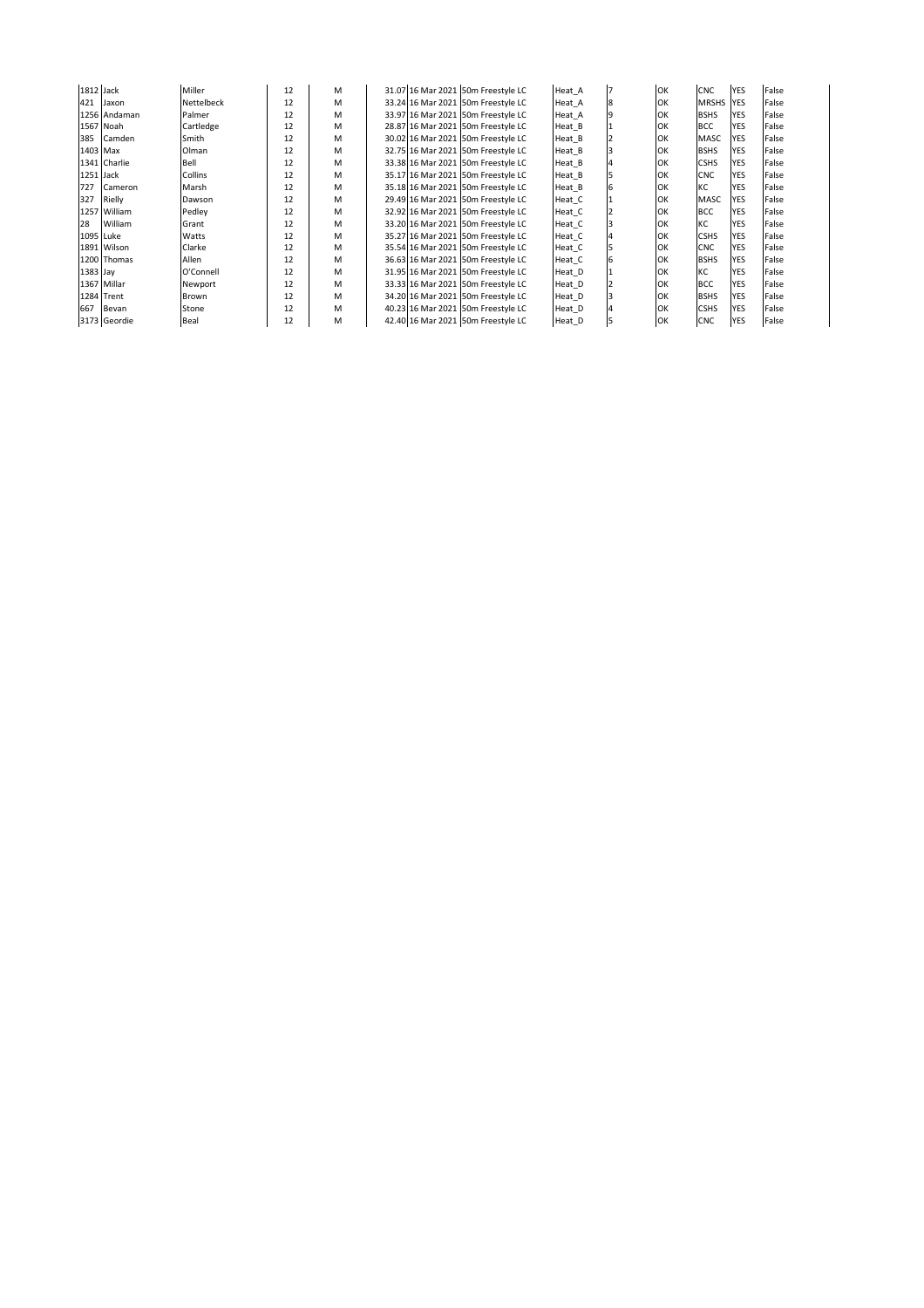| | | | | | | | | | | | | | |
|---|---|---|---|---|---|---|---|---|---|---|---|---|---|
| 1812 | Jack | Miller | 12 | M | 31.07 | 16 Mar 2021 | 50m Freestyle LC | Heat_A | 7 | OK | CNC | YES | False |
| 421 | Jaxon | Nettelbeck | 12 | M | 33.24 | 16 Mar 2021 | 50m Freestyle LC | Heat_A | 8 | OK | MRSHS | YES | False |
| 1256 | Andaman | Palmer | 12 | M | 33.97 | 16 Mar 2021 | 50m Freestyle LC | Heat_A | 9 | OK | BSHS | YES | False |
| 1567 | Noah | Cartledge | 12 | M | 28.87 | 16 Mar 2021 | 50m Freestyle LC | Heat_B | 1 | OK | BCC | YES | False |
| 385 | Camden | Smith | 12 | M | 30.02 | 16 Mar 2021 | 50m Freestyle LC | Heat_B | 2 | OK | MASC | YES | False |
| 1403 | Max | Olman | 12 | M | 32.75 | 16 Mar 2021 | 50m Freestyle LC | Heat_B | 3 | OK | BSHS | YES | False |
| 1341 | Charlie | Bell | 12 | M | 33.38 | 16 Mar 2021 | 50m Freestyle LC | Heat_B | 4 | OK | CSHS | YES | False |
| 1251 | Jack | Collins | 12 | M | 35.17 | 16 Mar 2021 | 50m Freestyle LC | Heat_B | 5 | OK | CNC | YES | False |
| 727 | Cameron | Marsh | 12 | M | 35.18 | 16 Mar 2021 | 50m Freestyle LC | Heat_B | 6 | OK | KC | YES | False |
| 327 | Rielly | Dawson | 12 | M | 29.49 | 16 Mar 2021 | 50m Freestyle LC | Heat_C | 1 | OK | MASC | YES | False |
| 1257 | William | Pedley | 12 | M | 32.92 | 16 Mar 2021 | 50m Freestyle LC | Heat_C | 2 | OK | BCC | YES | False |
| 28 | William | Grant | 12 | M | 33.20 | 16 Mar 2021 | 50m Freestyle LC | Heat_C | 3 | OK | KC | YES | False |
| 1095 | Luke | Watts | 12 | M | 35.27 | 16 Mar 2021 | 50m Freestyle LC | Heat_C | 4 | OK | CSHS | YES | False |
| 1891 | Wilson | Clarke | 12 | M | 35.54 | 16 Mar 2021 | 50m Freestyle LC | Heat_C | 5 | OK | CNC | YES | False |
| 1200 | Thomas | Allen | 12 | M | 36.63 | 16 Mar 2021 | 50m Freestyle LC | Heat_C | 6 | OK | BSHS | YES | False |
| 1383 | Jay | O'Connell | 12 | M | 31.95 | 16 Mar 2021 | 50m Freestyle LC | Heat_D | 1 | OK | KC | YES | False |
| 1367 | Millar | Newport | 12 | M | 33.33 | 16 Mar 2021 | 50m Freestyle LC | Heat_D | 2 | OK | BCC | YES | False |
| 1284 | Trent | Brown | 12 | M | 34.20 | 16 Mar 2021 | 50m Freestyle LC | Heat_D | 3 | OK | BSHS | YES | False |
| 667 | Bevan | Stone | 12 | M | 40.23 | 16 Mar 2021 | 50m Freestyle LC | Heat_D | 4 | OK | CSHS | YES | False |
| 3173 | Geordie | Beal | 12 | M | 42.40 | 16 Mar 2021 | 50m Freestyle LC | Heat_D | 5 | OK | CNC | YES | False |